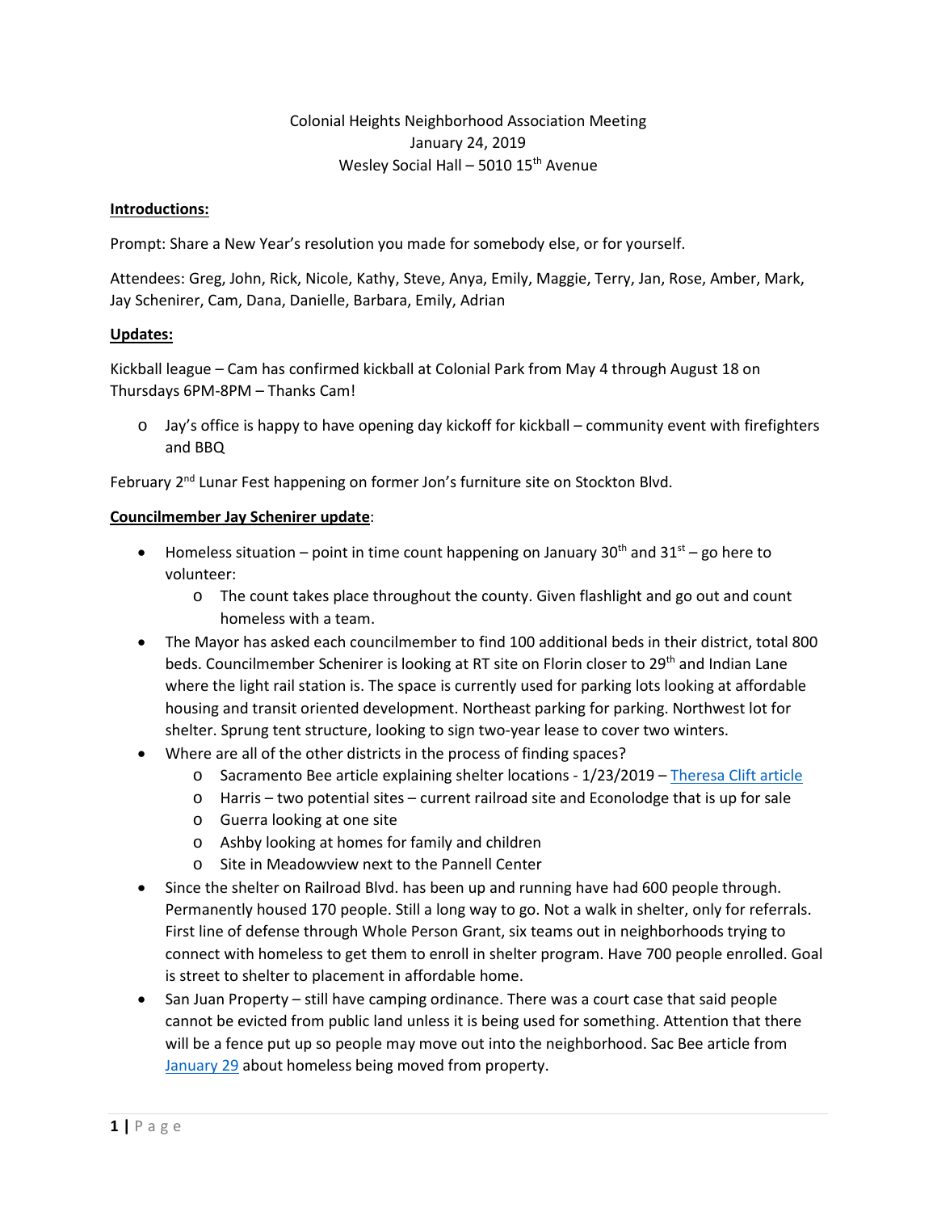Colonial Heights Neighborhood Association Meeting
January 24, 2019
Wesley Social Hall – 5010 15th Avenue

**Introductions:**

Prompt: Share a New Year's resolution you made for somebody else, or for yourself.

Attendees: Greg, John, Rick, Nicole, Kathy, Steve, Anya, Emily, Maggie, Terry, Jan, Rose, Amber, Mark, Jay Schenirer, Cam, Dana, Danielle, Barbara, Emily, Adrian

**Updates:**

Kickball league – Cam has confirmed kickball at Colonial Park from May 4 through August 18 on Thursdays 6PM-8PM – Thanks Cam!

- Jay's office is happy to have opening day kickoff for kickball – community event with firefighters and BBQ

February 2nd Lunar Fest happening on former Jon's furniture site on Stockton Blvd.

**Councilmember Jay Schenirer update**:

- Homeless situation – point in time count happening on January 30th and 31st – go here to volunteer:
  - The count takes place throughout the county. Given flashlight and go out and count homeless with a team.
- The Mayor has asked each councilmember to find 100 additional beds in their district, total 800 beds. Councilmember Schenirer is looking at RT site on Florin closer to 29th and Indian Lane where the light rail station is. The space is currently used for parking lots looking at affordable housing and transit oriented development. Northeast parking for parking. Northwest lot for shelter. Sprung tent structure, looking to sign two-year lease to cover two winters.
- Where are all of the other districts in the process of finding spaces?
  - Sacramento Bee article explaining shelter locations - 1/23/2019 – Theresa Clift article
  - Harris – two potential sites – current railroad site and Econolodge that is up for sale
  - Guerra looking at one site
  - Ashby looking at homes for family and children
  - Site in Meadowview next to the Pannell Center
- Since the shelter on Railroad Blvd. has been up and running have had 600 people through. Permanently housed 170 people. Still a long way to go. Not a walk in shelter, only for referrals. First line of defense through Whole Person Grant, six teams out in neighborhoods trying to connect with homeless to get them to enroll in shelter program. Have 700 people enrolled. Goal is street to shelter to placement in affordable home.
- San Juan Property – still have camping ordinance. There was a court case that said people cannot be evicted from public land unless it is being used for something. Attention that there will be a fence put up so people may move out into the neighborhood. Sac Bee article from January 29 about homeless being moved from property.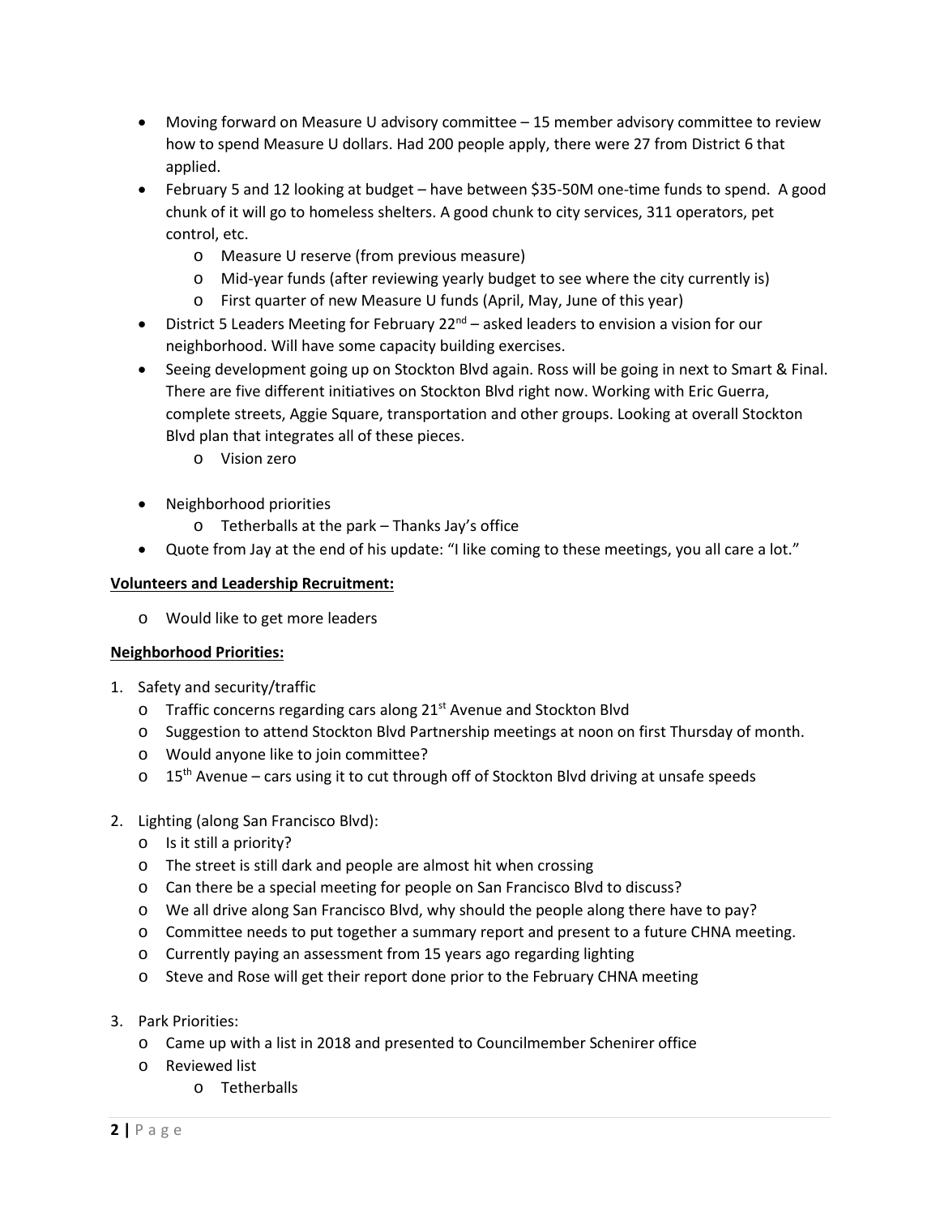- Moving forward on Measure U advisory committee – 15 member advisory committee to review how to spend Measure U dollars. Had 200 people apply, there were 27 from District 6 that applied.
- February 5 and 12 looking at budget – have between $35-50M one-time funds to spend. A good chunk of it will go to homeless shelters. A good chunk to city services, 311 operators, pet control, etc.
  - Measure U reserve (from previous measure)
  - Mid-year funds (after reviewing yearly budget to see where the city currently is)
  - First quarter of new Measure U funds (April, May, June of this year)
- District 5 Leaders Meeting for February 22nd – asked leaders to envision a vision for our neighborhood. Will have some capacity building exercises.
- Seeing development going up on Stockton Blvd again. Ross will be going in next to Smart & Final. There are five different initiatives on Stockton Blvd right now. Working with Eric Guerra, complete streets, Aggie Square, transportation and other groups. Looking at overall Stockton Blvd plan that integrates all of these pieces.
  - Vision zero
- Neighborhood priorities
  - Tetherballs at the park – Thanks Jay's office
- Quote from Jay at the end of his update: "I like coming to these meetings, you all care a lot."

**Volunteers and Leadership Recruitment:**

- Would like to get more leaders

**Neighborhood Priorities:**

1. Safety and security/traffic
   - Traffic concerns regarding cars along 21st Avenue and Stockton Blvd
   - Suggestion to attend Stockton Blvd Partnership meetings at noon on first Thursday of month.
   - Would anyone like to join committee?
   - 15th Avenue – cars using it to cut through off of Stockton Blvd driving at unsafe speeds

2. Lighting (along San Francisco Blvd):
   - Is it still a priority?
   - The street is still dark and people are almost hit when crossing
   - Can there be a special meeting for people on San Francisco Blvd to discuss?
   - We all drive along San Francisco Blvd, why should the people along there have to pay?
   - Committee needs to put together a summary report and present to a future CHNA meeting.
   - Currently paying an assessment from 15 years ago regarding lighting
   - Steve and Rose will get their report done prior to the February CHNA meeting

3. Park Priorities:
   - Came up with a list in 2018 and presented to Councilmember Schenirer office
   - Reviewed list
     - Tetherballs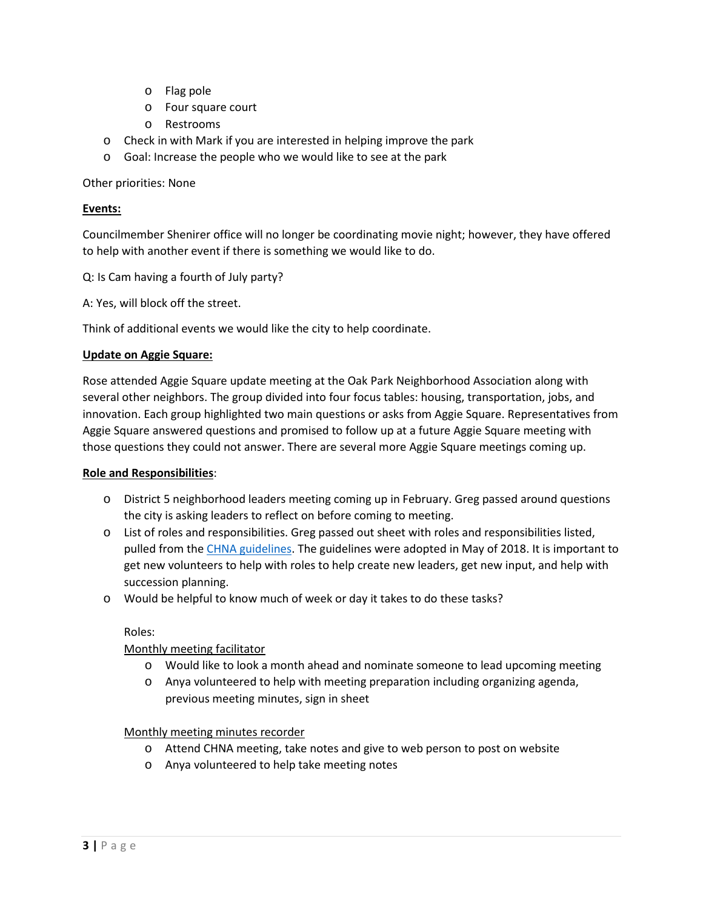- Flag pole
    - Four square court
    - Restrooms
  - Check in with Mark if you are interested in helping improve the park
  - Goal: Increase the people who we would like to see at the park

Other priorities: None

**Events:**

Councilmember Shenirer office will no longer be coordinating movie night; however, they have offered to help with another event if there is something we would like to do.

Q: Is Cam having a fourth of July party?

A: Yes, will block off the street.

Think of additional events we would like the city to help coordinate.

**Update on Aggie Square:**

Rose attended Aggie Square update meeting at the Oak Park Neighborhood Association along with several other neighbors. The group divided into four focus tables: housing, transportation, jobs, and innovation. Each group highlighted two main questions or asks from Aggie Square. Representatives from Aggie Square answered questions and promised to follow up at a future Aggie Square meeting with those questions they could not answer. There are several more Aggie Square meetings coming up.

**Role and Responsibilities**:

- District 5 neighborhood leaders meeting coming up in February. Greg passed around questions the city is asking leaders to reflect on before coming to meeting.
- List of roles and responsibilities. Greg passed out sheet with roles and responsibilities listed, pulled from the CHNA guidelines. The guidelines were adopted in May of 2018. It is important to get new volunteers to help with roles to help create new leaders, get new input, and help with succession planning.
- Would be helpful to know much of week or day it takes to do these tasks?

  Roles:

  Monthly meeting facilitator
    - Would like to look a month ahead and nominate someone to lead upcoming meeting
    - Anya volunteered to help with meeting preparation including organizing agenda, previous meeting minutes, sign in sheet

  Monthly meeting minutes recorder
    - Attend CHNA meeting, take notes and give to web person to post on website
    - Anya volunteered to help take meeting notes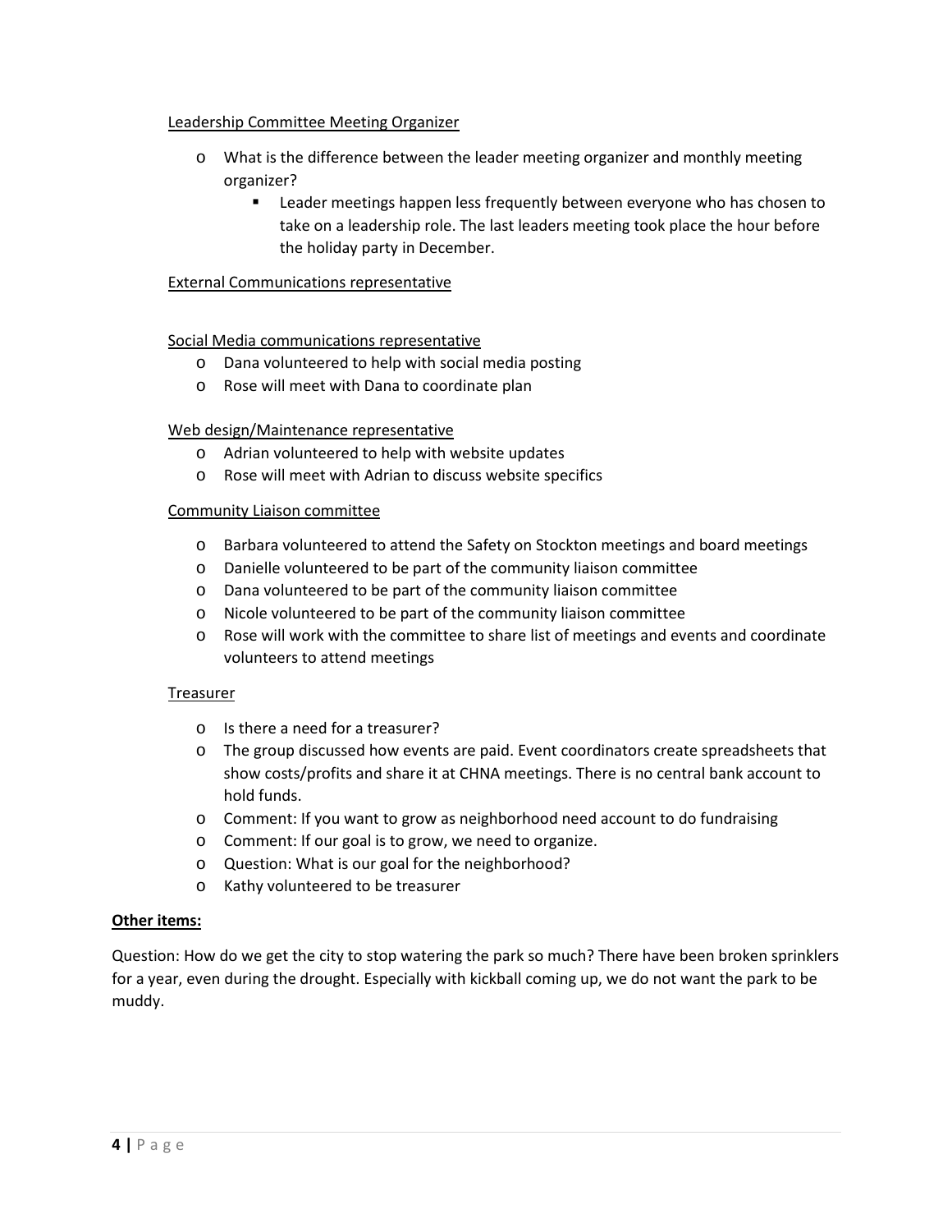<u>Leadership Committee Meeting Organizer</u>

- What is the difference between the leader meeting organizer and monthly meeting organizer?
  - Leader meetings happen less frequently between everyone who has chosen to take on a leadership role. The last leaders meeting took place the hour before the holiday party in December.

<u>External Communications representative</u>

<u>Social Media communications representative</u>

- Dana volunteered to help with social media posting
- Rose will meet with Dana to coordinate plan

<u>Web design/Maintenance representative</u>

- Adrian volunteered to help with website updates
- Rose will meet with Adrian to discuss website specifics

<u>Community Liaison committee</u>

- Barbara volunteered to attend the Safety on Stockton meetings and board meetings
- Danielle volunteered to be part of the community liaison committee
- Dana volunteered to be part of the community liaison committee
- Nicole volunteered to be part of the community liaison committee
- Rose will work with the committee to share list of meetings and events and coordinate volunteers to attend meetings

<u>Treasurer</u>

- Is there a need for a treasurer?
- The group discussed how events are paid. Event coordinators create spreadsheets that show costs/profits and share it at CHNA meetings. There is no central bank account to hold funds.
- Comment: If you want to grow as neighborhood need account to do fundraising
- Comment: If our goal is to grow, we need to organize.
- Question: What is our goal for the neighborhood?
- Kathy volunteered to be treasurer

**<u>Other items:</u>**

Question: How do we get the city to stop watering the park so much? There have been broken sprinklers for a year, even during the drought. Especially with kickball coming up, we do not want the park to be muddy.